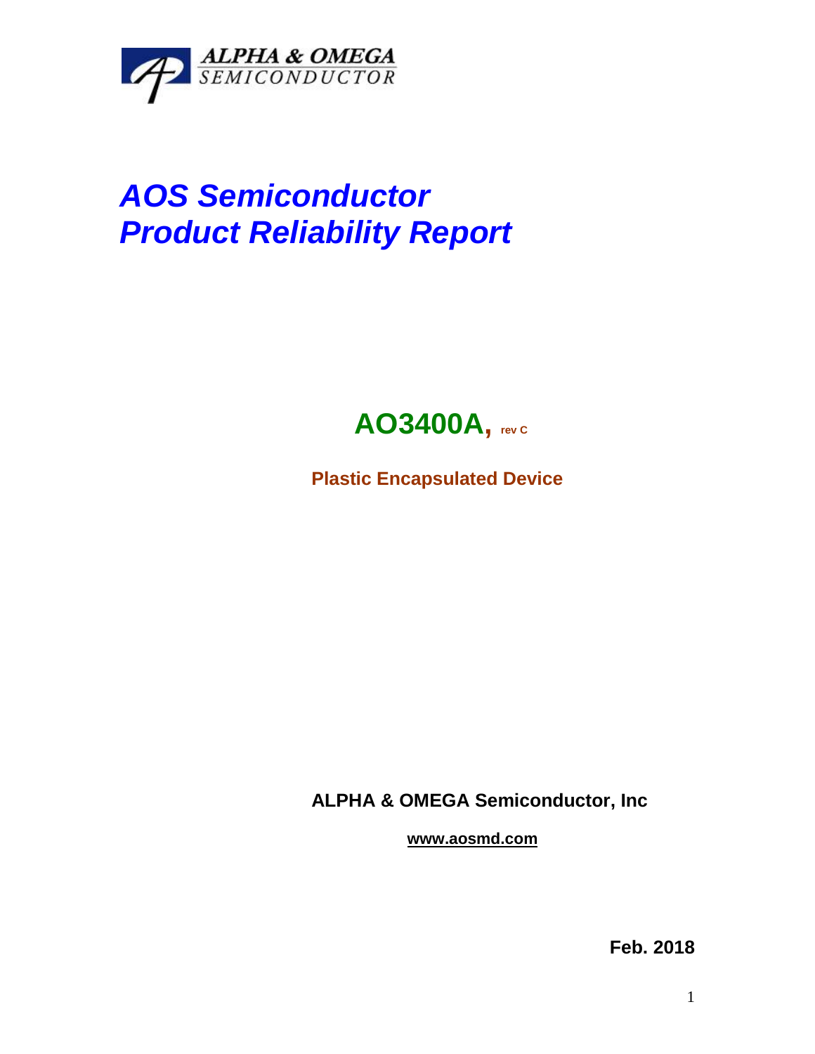ALPHA & OMEGA
SEMICONDUCTOR

# *AOS Semiconductor*
# *Product Reliability Report*

## AO3400A, rev C

**Plastic Encapsulated Device**

**ALPHA & OMEGA Semiconductor, Inc**

**www.aosmd.com**

**Feb. 2018**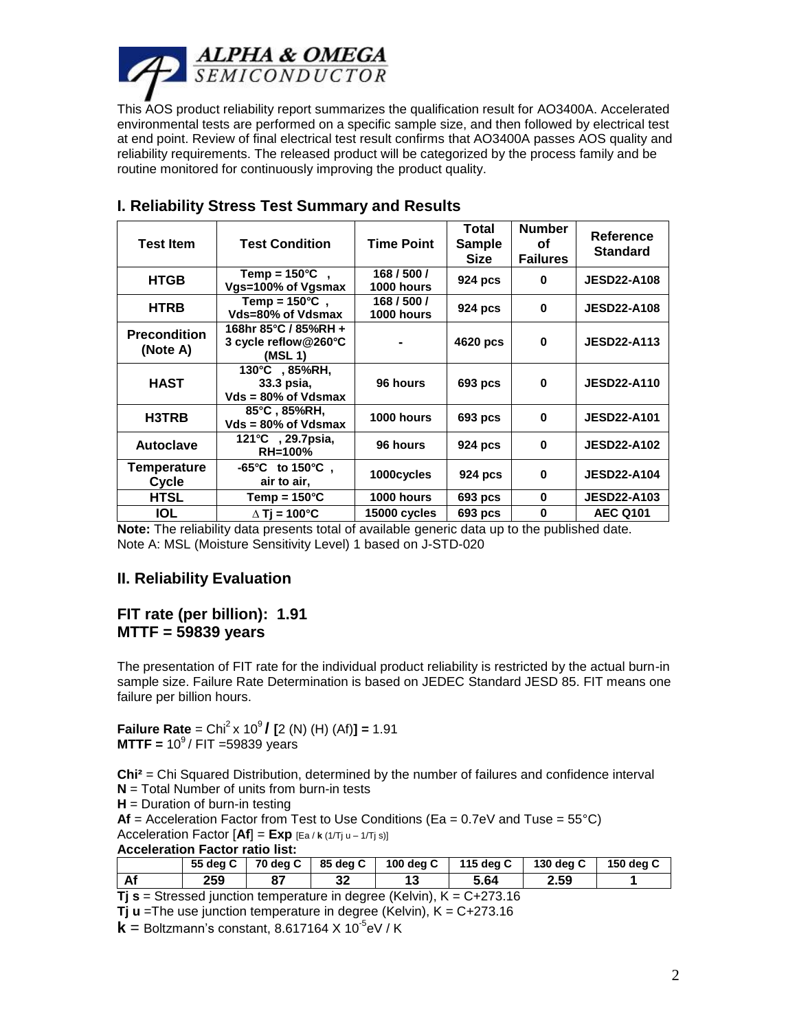ALPHA & OMEGA SEMICONDUCTOR

This AOS product reliability report summarizes the qualification result for AO3400A. Accelerated environmental tests are performed on a specific sample size, and then followed by electrical test at end point. Review of final electrical test result confirms that AO3400A passes AOS quality and reliability requirements. The released product will be categorized by the process family and be routine monitored for continuously improving the product quality.

## I. Reliability Stress Test Summary and Results

| Test Item | Test Condition | Time Point | Total Sample Size | Number of Failures | Reference Standard |
|---|---|---|---|---|---|
| HTGB | Temp = 150°C , Vgs=100% of Vgsmax | 168 / 500 / 1000 hours | 924 pcs | 0 | JESD22-A108 |
| HTRB | Temp = 150°C , Vds=80% of Vdsmax | 168 / 500 / 1000 hours | 924 pcs | 0 | JESD22-A108 |
| Precondition (Note A) | 168hr 85°C / 85%RH + 3 cycle reflow@260°C (MSL 1) | - | 4620 pcs | 0 | JESD22-A113 |
| HAST | 130°C , 85%RH, 33.3 psia, Vds = 80% of Vdsmax | 96 hours | 693 pcs | 0 | JESD22-A110 |
| H3TRB | 85°C , 85%RH, Vds = 80% of Vdsmax | 1000 hours | 693 pcs | 0 | JESD22-A101 |
| Autoclave | 121°C , 29.7psia, RH=100% | 96 hours | 924 pcs | 0 | JESD22-A102 |
| Temperature Cycle | -65°C to 150°C , air to air, | 1000cycles | 924 pcs | 0 | JESD22-A104 |
| HTSL | Temp = 150°C | 1000 hours | 693 pcs | 0 | JESD22-A103 |
| IOL | $\Delta$ Tj = 100°C | 15000 cycles | 693 pcs | 0 | AEC Q101 |

**Note:** The reliability data presents total of available generic data up to the published date.
Note A: MSL (Moisture Sensitivity Level) 1 based on J-STD-020

## II. Reliability Evaluation

### FIT rate (per billion): 1.91
### MTTF = 59839 years

The presentation of FIT rate for the individual product reliability is restricted by the actual burn-in sample size. Failure Rate Determination is based on JEDEC Standard JESD 85. FIT means one failure per billion hours.

**Failure Rate** = $Chi^2 \times 10^9$ **/ [**2 (N) (H) (Af)**] =** 1.91
**MTTF =** $10^9$ / FIT =59839 years

**Chi²** = Chi Squared Distribution, determined by the number of failures and confidence interval
**N** = Total Number of units from burn-in tests
**H** = Duration of burn-in testing
**Af** = Acceleration Factor from Test to Use Conditions (Ea = 0.7eV and Tuse = 55°C)
Acceleration Factor [**Af**] = **Exp** [Ea / **k** (1/Tj u – 1/Tj s)]

**Acceleration Factor ratio list:**

| | 55 deg C | 70 deg C | 85 deg C | 100 deg C | 115 deg C | 130 deg C | 150 deg C |
|---|---|---|---|---|---|---|---|
| Af | 259 | 87 | 32 | 13 | 5.64 | 2.59 | 1 |

**Tj s** = Stressed junction temperature in degree (Kelvin), K = C+273.16
**Tj u** =The use junction temperature in degree (Kelvin), K = C+273.16
**k** = Boltzmann's constant, 8.617164 X $10^{-5}$eV / K